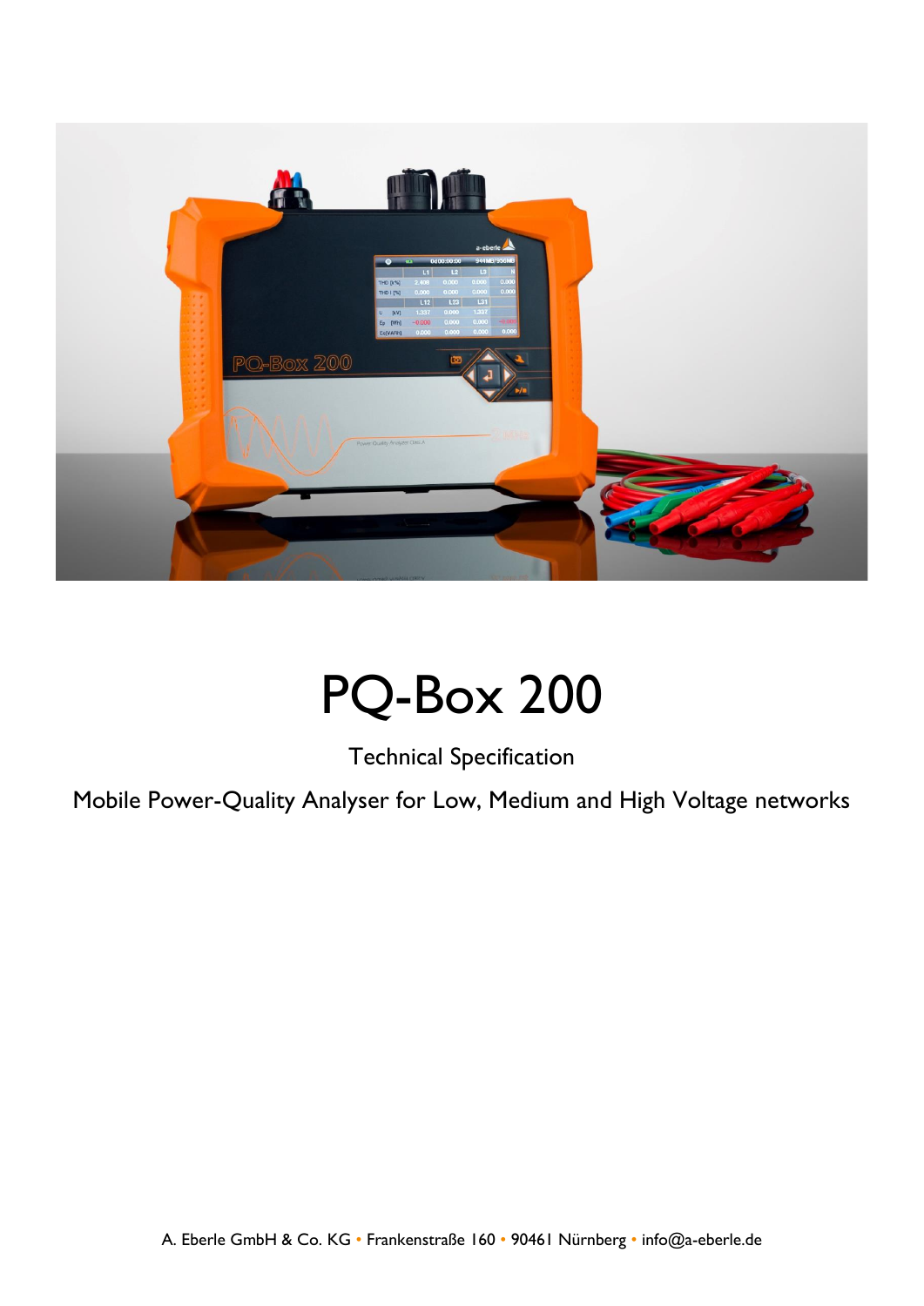# PQ-Box 200

Technical Specification

Mobile Power-Quality Analyser for Low, Medium and High Voltage networks

A. Eberle GmbH & Co. KG • Frankenstraße 160 • 90461 Nürnberg • info@a-eberle.de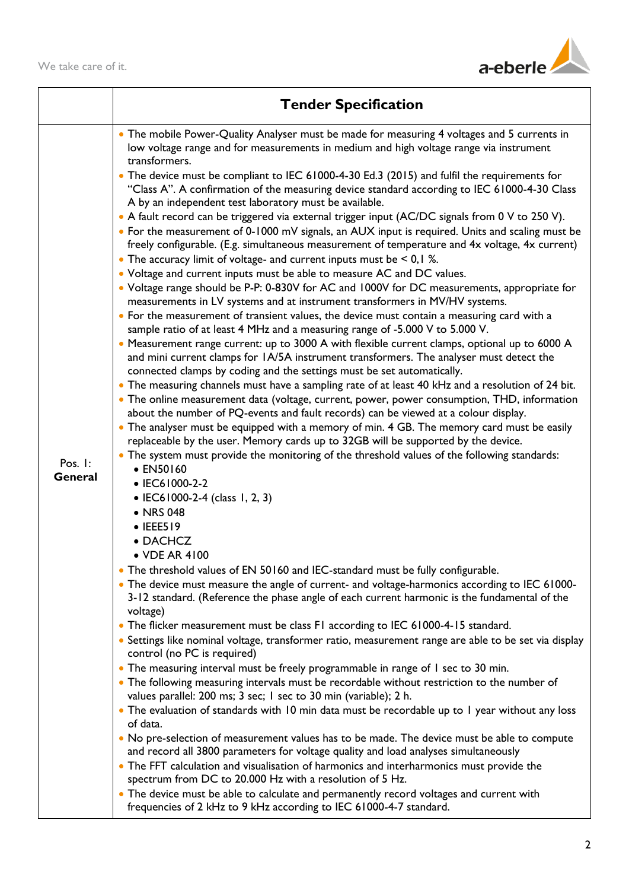| | **Tender Specification** |
|---|---|
| Pos. 1: **General** | • The mobile Power-Quality Analyser must be made for measuring 4 voltages and 5 currents in low voltage range and for measurements in medium and high voltage range via instrument transformers.<br>• The device must be compliant to IEC 61000-4-30 Ed.3 (2015) and fulfil the requirements for "Class A". A confirmation of the measuring device standard according to IEC 61000-4-30 Class A by an independent test laboratory must be available.<br>• A fault record can be triggered via external trigger input (AC/DC signals from 0 V to 250 V).<br>• For the measurement of 0-1000 mV signals, an AUX input is required. Units and scaling must be freely configurable. (E.g. simultaneous measurement of temperature and 4x voltage, 4x current)<br>• The accuracy limit of voltage- and current inputs must be < 0,1 %.<br>• Voltage and current inputs must be able to measure AC and DC values.<br>• Voltage range should be P-P: 0-830V for AC and 1000V for DC measurements, appropriate for measurements in LV systems and at instrument transformers in MV/HV systems.<br>• For the measurement of transient values, the device must contain a measuring card with a sample ratio of at least 4 MHz and a measuring range of -5.000 V to 5.000 V.<br>• Measurement range current: up to 3000 A with flexible current clamps, optional up to 6000 A and mini current clamps for 1A/5A instrument transformers. The analyser must detect the connected clamps by coding and the settings must be set automatically.<br>• The measuring channels must have a sampling rate of at least 40 kHz and a resolution of 24 bit.<br>• The online measurement data (voltage, current, power, power consumption, THD, information about the number of PQ-events and fault records) can be viewed at a colour display.<br>• The analyser must be equipped with a memory of min. 4 GB. The memory card must be easily replaceable by the user. Memory cards up to 32GB will be supported by the device.<br>• The system must provide the monitoring of the threshold values of the following standards:<br>&nbsp;&nbsp;• EN50160<br>&nbsp;&nbsp;• IEC61000-2-2<br>&nbsp;&nbsp;• IEC61000-2-4 (class 1, 2, 3)<br>&nbsp;&nbsp;• NRS 048<br>&nbsp;&nbsp;• IEEE519<br>&nbsp;&nbsp;• DACHCZ<br>&nbsp;&nbsp;• VDE AR 4100<br>• The threshold values of EN 50160 and IEC-standard must be fully configurable.<br>• The device must measure the angle of current- and voltage-harmonics according to IEC 61000-3-12 standard. (Reference the phase angle of each current harmonic is the fundamental of the voltage)<br>• The flicker measurement must be class F1 according to IEC 61000-4-15 standard.<br>• Settings like nominal voltage, transformer ratio, measurement range are able to be set via display control (no PC is required)<br>• The measuring interval must be freely programmable in range of 1 sec to 30 min.<br>• The following measuring intervals must be recordable without restriction to the number of values parallel: 200 ms; 3 sec; 1 sec to 30 min (variable); 2 h.<br>• The evaluation of standards with 10 min data must be recordable up to 1 year without any loss of data.<br>• No pre-selection of measurement values has to be made. The device must be able to compute and record all 3800 parameters for voltage quality and load analyses simultaneously<br>• The FFT calculation and visualisation of harmonics and interharmonics must provide the spectrum from DC to 20.000 Hz with a resolution of 5 Hz.<br>• The device must be able to calculate and permanently record voltages and current with frequencies of 2 kHz to 9 kHz according to IEC 61000-4-7 standard. |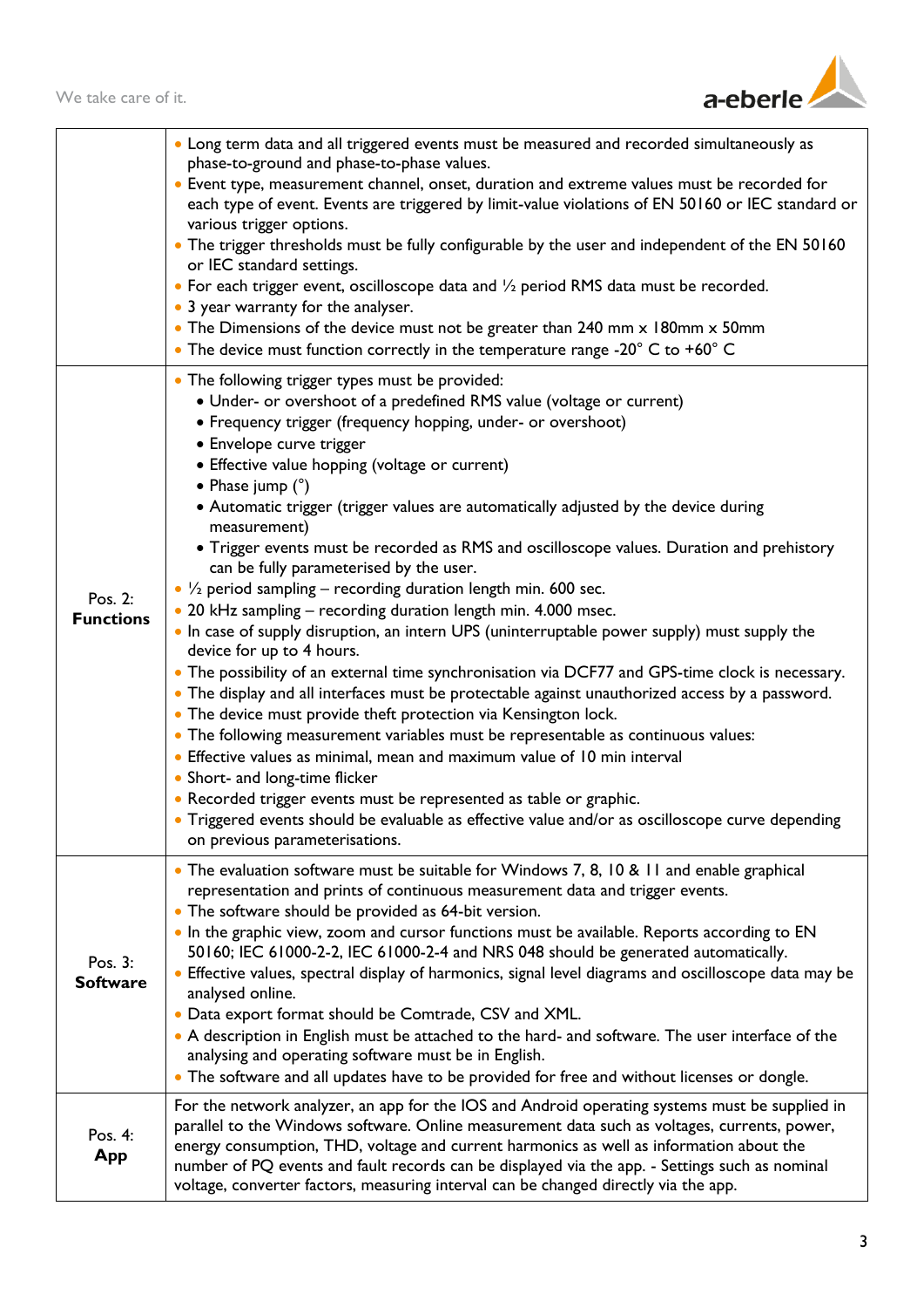| | |
|---|---|
| | • Long term data and all triggered events must be measured and recorded simultaneously as phase-to-ground and phase-to-phase values.<br>• Event type, measurement channel, onset, duration and extreme values must be recorded for each type of event. Events are triggered by limit-value violations of EN 50160 or IEC standard or various trigger options.<br>• The trigger thresholds must be fully configurable by the user and independent of the EN 50160 or IEC standard settings.<br>• For each trigger event, oscilloscope data and ½ period RMS data must be recorded.<br>• 3 year warranty for the analyser.<br>• The Dimensions of the device must not be greater than 240 mm x 180mm x 50mm<br>• The device must function correctly in the temperature range -20° C to +60° C |
| Pos. 2: **Functions** | • The following trigger types must be provided:<br>  • Under- or overshoot of a predefined RMS value (voltage or current)<br>  • Frequency trigger (frequency hopping, under- or overshoot)<br>  • Envelope curve trigger<br>  • Effective value hopping (voltage or current)<br>  • Phase jump (°)<br>  • Automatic trigger (trigger values are automatically adjusted by the device during measurement)<br>  • Trigger events must be recorded as RMS and oscilloscope values. Duration and prehistory can be fully parameterised by the user.<br>• ½ period sampling – recording duration length min. 600 sec.<br>• 20 kHz sampling – recording duration length min. 4.000 msec.<br>• In case of supply disruption, an intern UPS (uninterruptable power supply) must supply the device for up to 4 hours.<br>• The possibility of an external time synchronisation via DCF77 and GPS-time clock is necessary.<br>• The display and all interfaces must be protectable against unauthorized access by a password.<br>• The device must provide theft protection via Kensington lock.<br>• The following measurement variables must be representable as continuous values:<br>• Effective values as minimal, mean and maximum value of 10 min interval<br>• Short- and long-time flicker<br>• Recorded trigger events must be represented as table or graphic.<br>• Triggered events should be evaluable as effective value and/or as oscilloscope curve depending on previous parameterisations. |
| Pos. 3: **Software** | • The evaluation software must be suitable for Windows 7, 8, 10 & 11 and enable graphical representation and prints of continuous measurement data and trigger events.<br>• The software should be provided as 64-bit version.<br>• In the graphic view, zoom and cursor functions must be available. Reports according to EN 50160; IEC 61000-2-2, IEC 61000-2-4 and NRS 048 should be generated automatically.<br>• Effective values, spectral display of harmonics, signal level diagrams and oscilloscope data may be analysed online.<br>• Data export format should be Comtrade, CSV and XML.<br>• A description in English must be attached to the hard- and software. The user interface of the analysing and operating software must be in English.<br>• The software and all updates have to be provided for free and without licenses or dongle. |
| Pos. 4: **App** | For the network analyzer, an app for the IOS and Android operating systems must be supplied in parallel to the Windows software. Online measurement data such as voltages, currents, power, energy consumption, THD, voltage and current harmonics as well as information about the number of PQ events and fault records can be displayed via the app. - Settings such as nominal voltage, converter factors, measuring interval can be changed directly via the app. |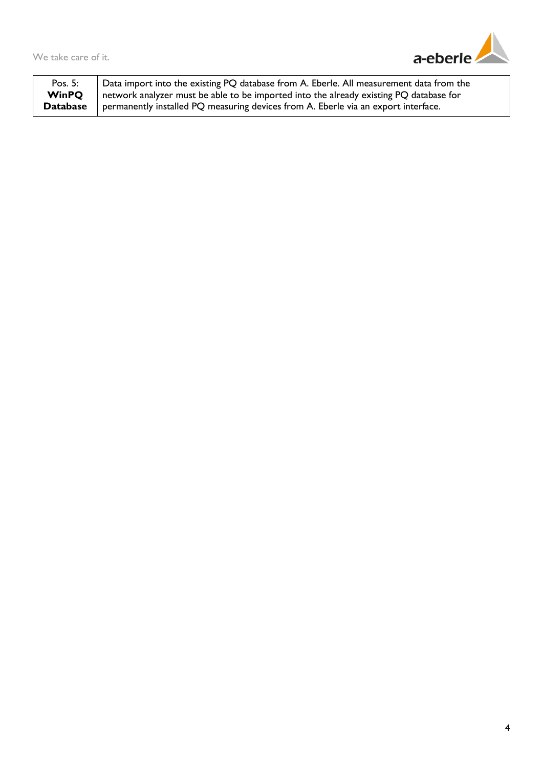| | |
|---|---|
| Pos. 5: **WinPQ Database** | Data import into the existing PQ database from A. Eberle. All measurement data from the network analyzer must be able to be imported into the already existing PQ database for permanently installed PQ measuring devices from A. Eberle via an export interface. |